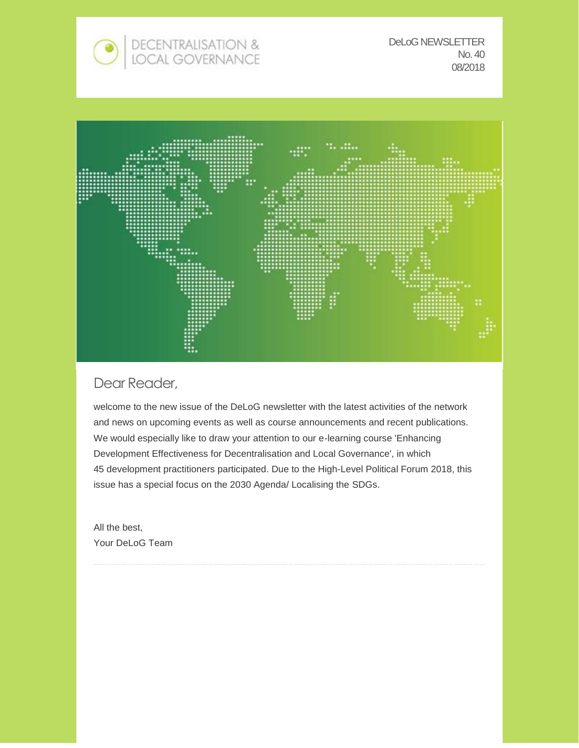DECENTRALISATION & LOCAL GOVERNANCE

DeLoG NEWSLETTER
No. 40
08/2018

## Dear Reader,

welcome to the new issue of the DeLoG newsletter with the latest activities of the network and news on upcoming events as well as course announcements and recent publications. We would especially like to draw your attention to our e-learning course 'Enhancing Development Effectiveness for Decentralisation and Local Governance', in which 45 development practitioners participated. Due to the High-Level Political Forum 2018, this issue has a special focus on the 2030 Agenda/ Localising the SDGs.

All the best,
Your DeLoG Team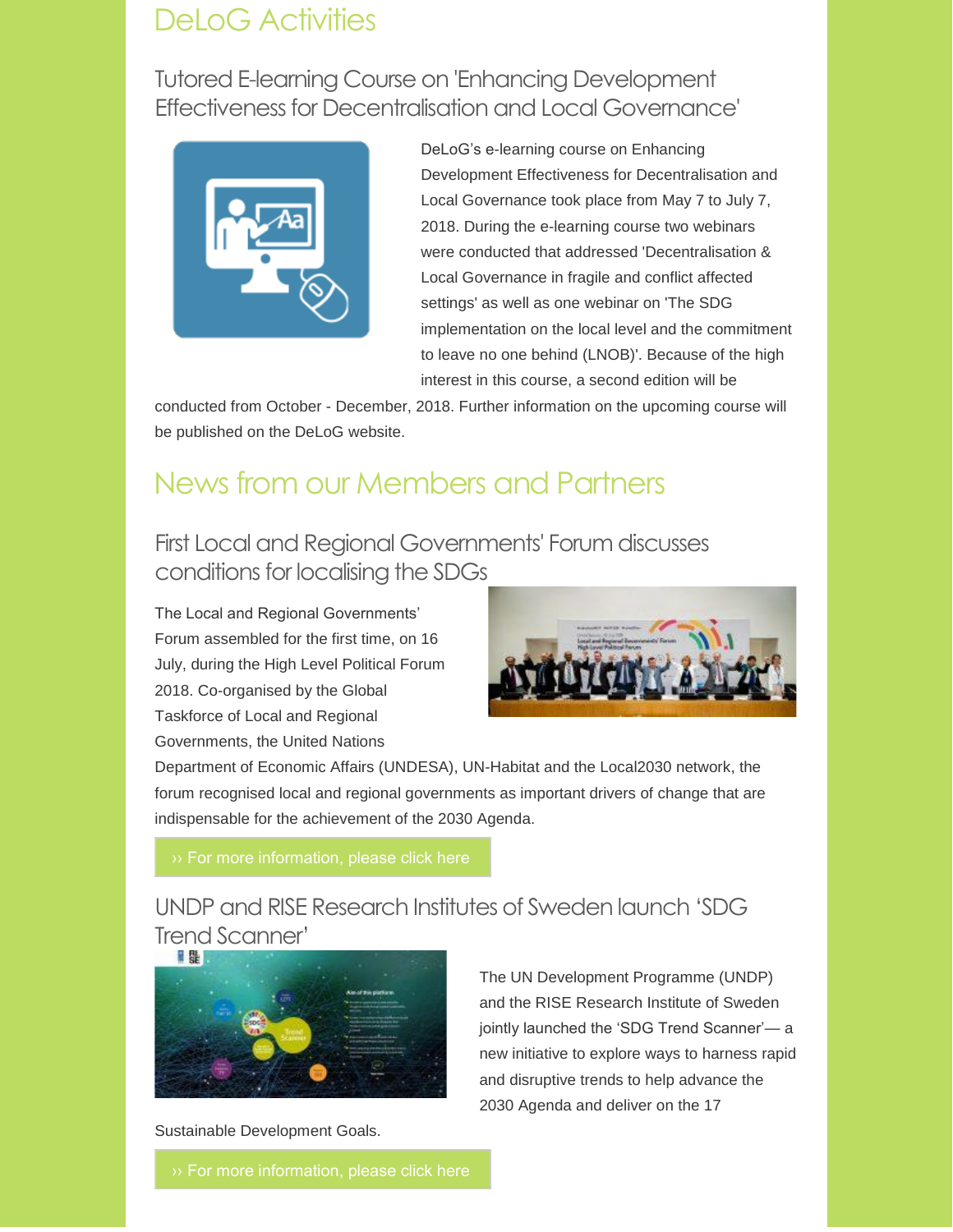# DeLoG Activities

## Tutored E-learning Course on 'Enhancing Development Effectiveness for Decentralisation and Local Governance'

DeLoG's e-learning course on Enhancing Development Effectiveness for Decentralisation and Local Governance took place from May 7 to July 7, 2018. During the e-learning course two webinars were conducted that addressed 'Decentralisation & Local Governance in fragile and conflict affected settings' as well as one webinar on 'The SDG implementation on the local level and the commitment to leave no one behind (LNOB)'. Because of the high interest in this course, a second edition will be conducted from October - December, 2018. Further information on the upcoming course will be published on the DeLoG website.

# News from our Members and Partners

## First Local and Regional Governments' Forum discusses conditions for localising the SDGs

The Local and Regional Governments' Forum assembled for the first time, on 16 July, during the High Level Political Forum 2018. Co-organised by the Global Taskforce of Local and Regional Governments, the United Nations Department of Economic Affairs (UNDESA), UN-Habitat and the Local2030 network, the forum recognised local and regional governments as important drivers of change that are indispensable for the achievement of the 2030 Agenda.

›› For more information, please click here

## UNDP and RISE Research Institutes of Sweden launch 'SDG Trend Scanner'

The UN Development Programme (UNDP) and the RISE Research Institute of Sweden jointly launched the 'SDG Trend Scanner'— a new initiative to explore ways to harness rapid and disruptive trends to help advance the 2030 Agenda and deliver on the 17 Sustainable Development Goals.

›› For more information, please click here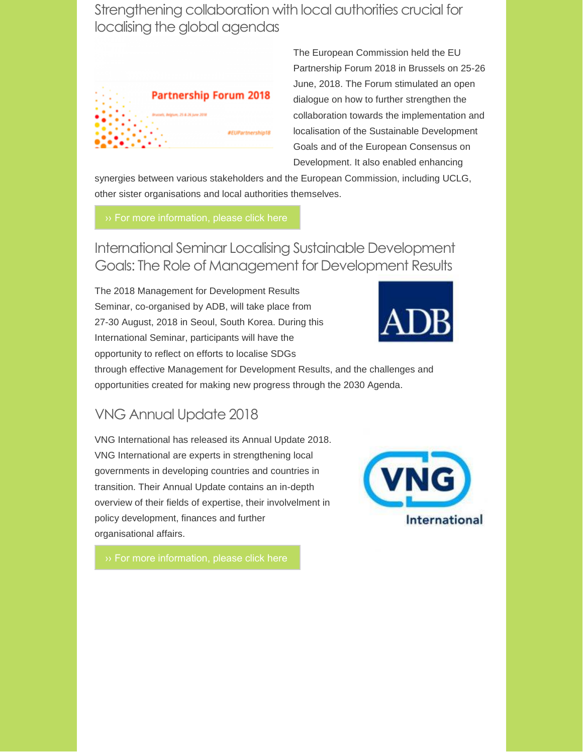## Strengthening collaboration with local authorities crucial for localising the global agendas

The European Commission held the EU Partnership Forum 2018 in Brussels on 25-26 June, 2018. The Forum stimulated an open dialogue on how to further strengthen the collaboration towards the implementation and localisation of the Sustainable Development Goals and of the European Consensus on Development. It also enabled enhancing synergies between various stakeholders and the European Commission, including UCLG, other sister organisations and local authorities themselves.

›› For more information, please click here

## International Seminar Localising Sustainable Development Goals: The Role of Management for Development Results

The 2018 Management for Development Results Seminar, co-organised by ADB, will take place from 27-30 August, 2018 in Seoul, South Korea. During this International Seminar, participants will have the opportunity to reflect on efforts to localise SDGs through effective Management for Development Results, and the challenges and opportunities created for making new progress through the 2030 Agenda.

## VNG Annual Update 2018

VNG International has released its Annual Update 2018. VNG International are experts in strengthening local governments in developing countries and countries in transition. Their Annual Update contains an in-depth overview of their fields of expertise, their involvement in policy development, finances and further organisational affairs.

›› For more information, please click here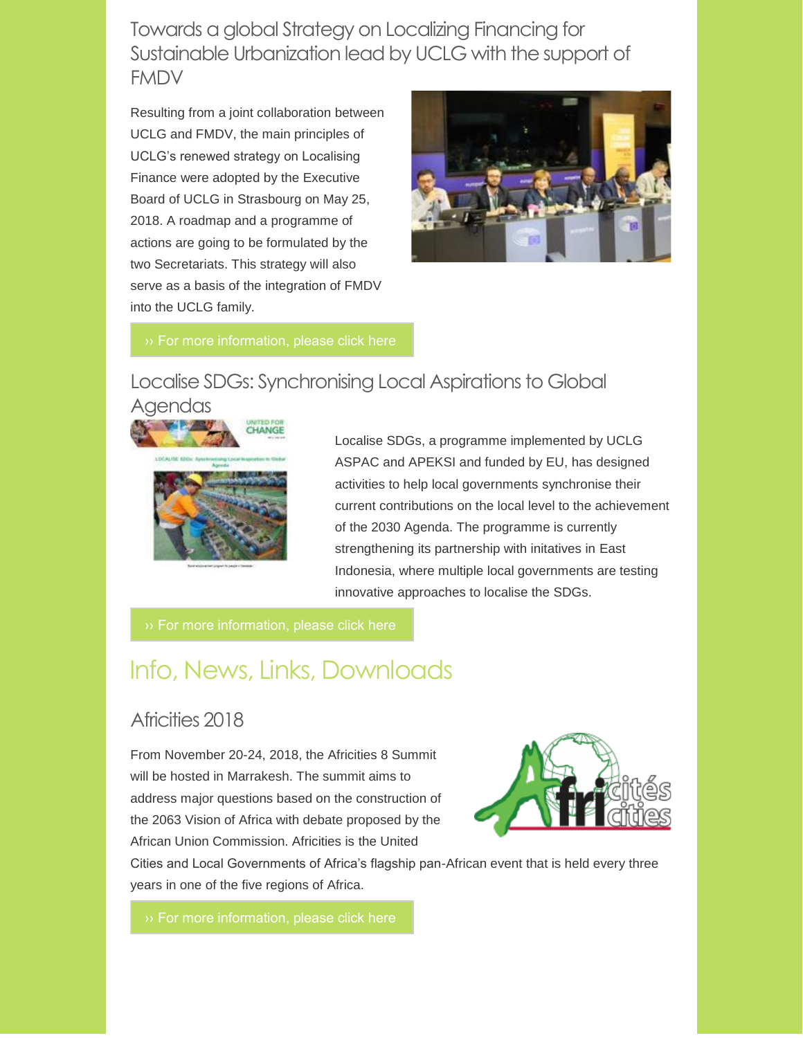## Towards a global Strategy on Localizing Financing for Sustainable Urbanization lead by UCLG with the support of FMDV

Resulting from a joint collaboration between UCLG and FMDV, the main principles of UCLG's renewed strategy on Localising Finance were adopted by the Executive Board of UCLG in Strasbourg on May 25, 2018. A roadmap and a programme of actions are going to be formulated by the two Secretariats. This strategy will also serve as a basis of the integration of FMDV into the UCLG family.

›› For more information, please click here

## Localise SDGs: Synchronising Local Aspirations to Global Agendas

Localise SDGs, a programme implemented by UCLG ASPAC and APEKSI and funded by EU, has designed activities to help local governments synchronise their current contributions on the local level to the achievement of the 2030 Agenda. The programme is currently strengthening its partnership with initatives in East Indonesia, where multiple local governments are testing innovative approaches to localise the SDGs.

›› For more information, please click here

# Info, News, Links, Downloads

## Africities 2018

From November 20-24, 2018, the Africities 8 Summit will be hosted in Marrakesh. The summit aims to address major questions based on the construction of the 2063 Vision of Africa with debate proposed by the African Union Commission. Africities is the United Cities and Local Governments of Africa's flagship pan-African event that is held every three years in one of the five regions of Africa.

›› For more information, please click here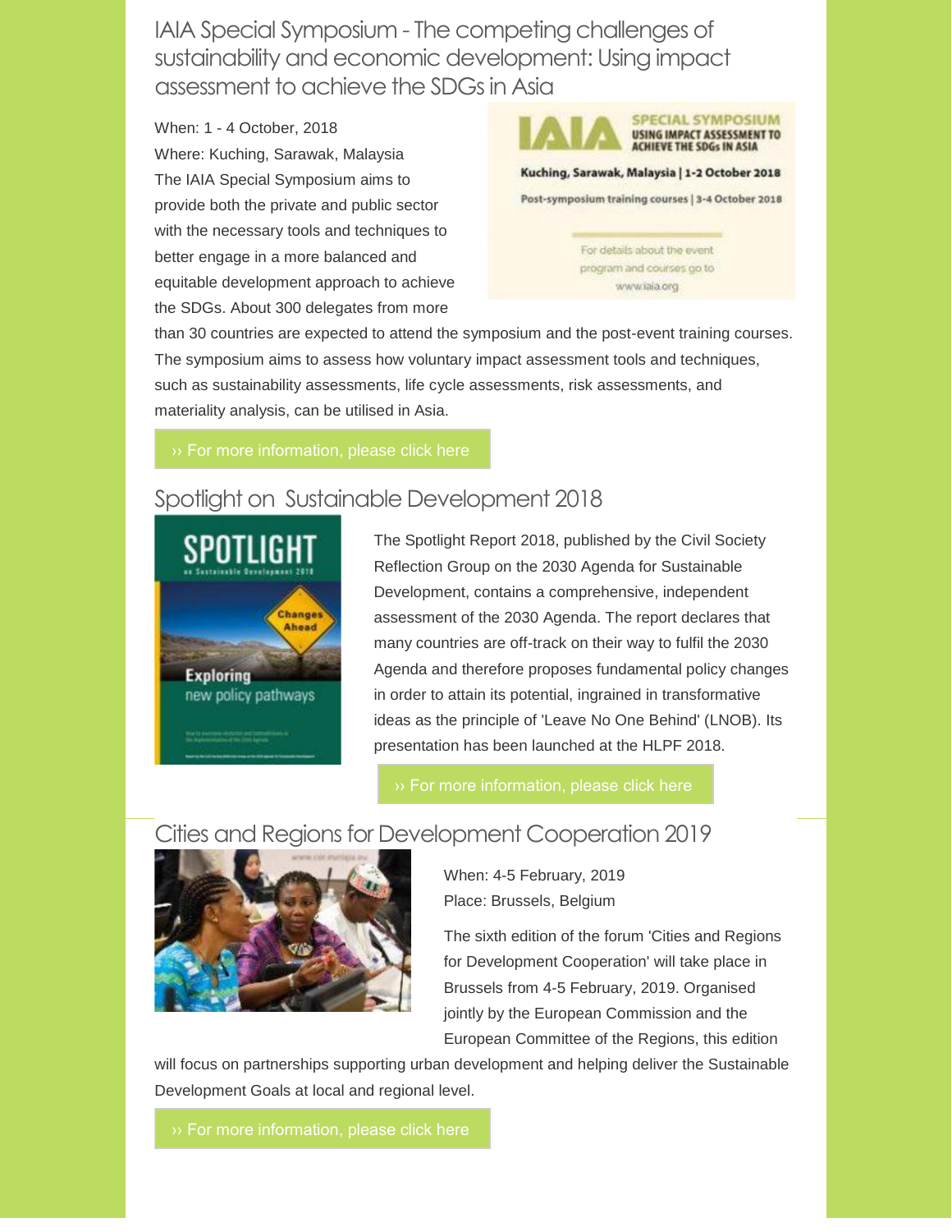## IAIA Special Symposium - The competing challenges of sustainability and economic development: Using impact assessment to achieve the SDGs in Asia

When: 1 - 4 October, 2018

Where: Kuching, Sarawak, Malaysia

The IAIA Special Symposium aims to provide both the private and public sector with the necessary tools and techniques to better engage in a more balanced and equitable development approach to achieve the SDGs. About 300 delegates from more than 30 countries are expected to attend the symposium and the post-event training courses. The symposium aims to assess how voluntary impact assessment tools and techniques, such as sustainability assessments, life cycle assessments, risk assessments, and materiality analysis, can be utilised in Asia.

›› For more information, please click here

## Spotlight on Sustainable Development 2018

The Spotlight Report 2018, published by the Civil Society Reflection Group on the 2030 Agenda for Sustainable Development, contains a comprehensive, independent assessment of the 2030 Agenda. The report declares that many countries are off-track on their way to fulfil the 2030 Agenda and therefore proposes fundamental policy changes in order to attain its potential, ingrained in transformative ideas as the principle of 'Leave No One Behind' (LNOB). Its presentation has been launched at the HLPF 2018.

›› For more information, please click here

## Cities and Regions for Development Cooperation 2019

When: 4-5 February, 2019

Place: Brussels, Belgium

The sixth edition of the forum 'Cities and Regions for Development Cooperation' will take place in Brussels from 4-5 February, 2019. Organised jointly by the European Commission and the European Committee of the Regions, this edition will focus on partnerships supporting urban development and helping deliver the Sustainable Development Goals at local and regional level.

›› For more information, please click here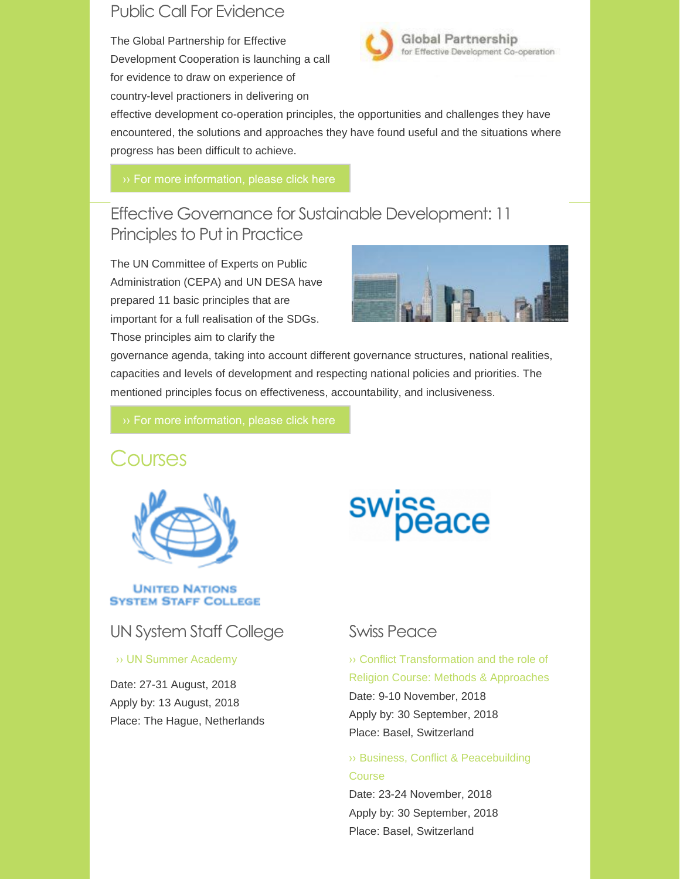## Public Call For Evidence

The Global Partnership for Effective Development Cooperation is launching a call for evidence to draw on experience of country-level practioners in delivering on effective development co-operation principles, the opportunities and challenges they have encountered, the solutions and approaches they have found useful and the situations where progress has been difficult to achieve.

›› For more information, please click here

## Effective Governance for Sustainable Development: 11 Principles to Put in Practice

The UN Committee of Experts on Public Administration (CEPA) and UN DESA have prepared 11 basic principles that are important for a full realisation of the SDGs. Those principles aim to clarify the governance agenda, taking into account different governance structures, national realities, capacities and levels of development and respecting national policies and priorities. The mentioned principles focus on effectiveness, accountability, and inclusiveness.

›› For more information, please click here

# Courses

### UN System Staff College

›› UN Summer Academy

Date: 27-31 August, 2018
Apply by: 13 August, 2018
Place: The Hague, Netherlands

### Swiss Peace

›› Conflict Transformation and the role of Religion Course: Methods & Approaches

Date: 9-10 November, 2018
Apply by: 30 September, 2018
Place: Basel, Switzerland

›› Business, Conflict & Peacebuilding Course

Date: 23-24 November, 2018
Apply by: 30 September, 2018
Place: Basel, Switzerland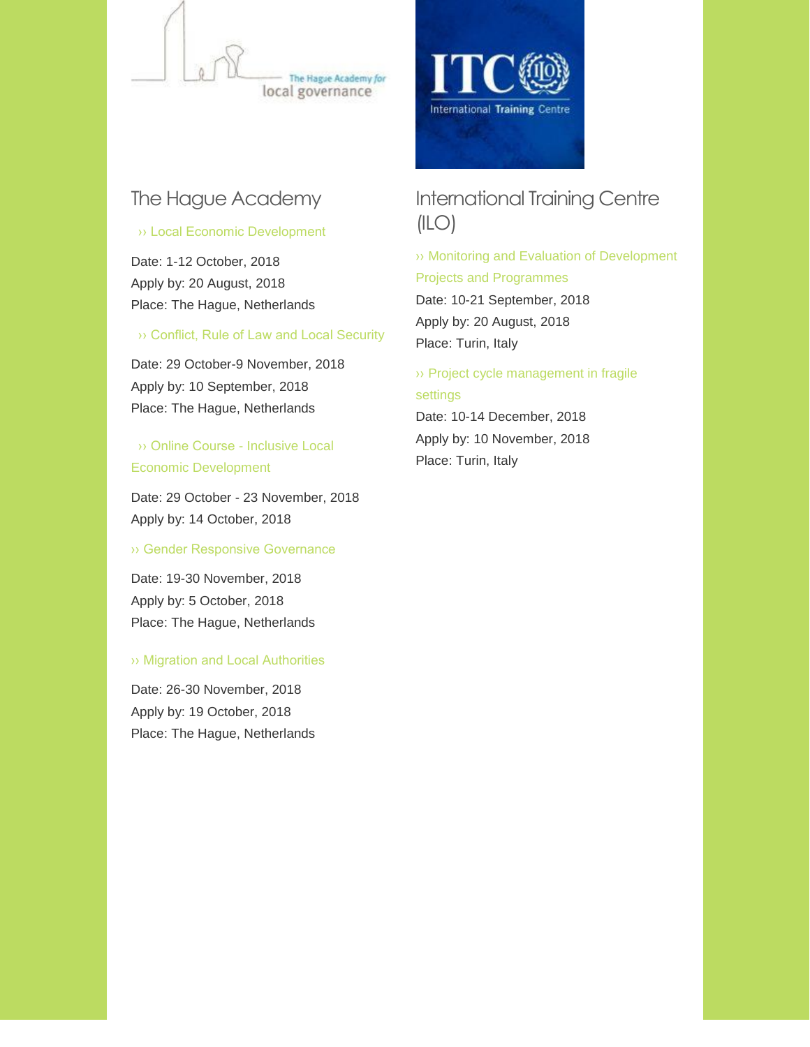## The Hague Academy

›› Local Economic Development

Date: 1-12 October, 2018
Apply by: 20 August, 2018
Place: The Hague, Netherlands

›› Conflict, Rule of Law and Local Security

Date: 29 October-9 November, 2018
Apply by: 10 September, 2018
Place: The Hague, Netherlands

›› Online Course - Inclusive Local Economic Development

Date: 29 October - 23 November, 2018
Apply by: 14 October, 2018

›› Gender Responsive Governance

Date: 19-30 November, 2018
Apply by: 5 October, 2018
Place: The Hague, Netherlands

›› Migration and Local Authorities

Date: 26-30 November, 2018
Apply by: 19 October, 2018
Place: The Hague, Netherlands

## International Training Centre (ILO)

›› Monitoring and Evaluation of Development Projects and Programmes

Date: 10-21 September, 2018
Apply by: 20 August, 2018
Place: Turin, Italy

›› Project cycle management in fragile settings

Date: 10-14 December, 2018
Apply by: 10 November, 2018
Place: Turin, Italy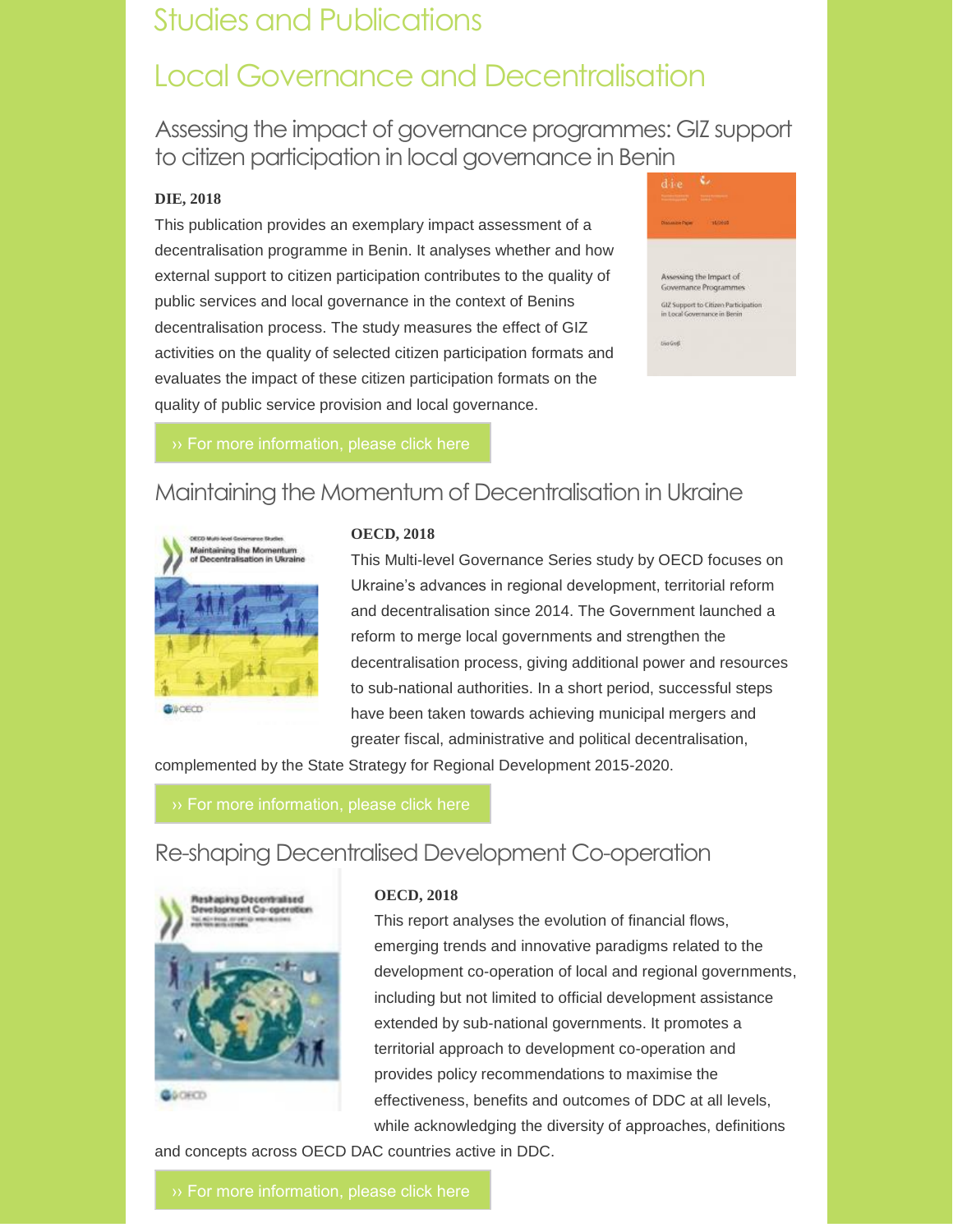# Studies and Publications

## Local Governance and Decentralisation

### Assessing the impact of governance programmes: GIZ support to citizen participation in local governance in Benin

**DIE, 2018**

This publication provides an exemplary impact assessment of a decentralisation programme in Benin. It analyses whether and how external support to citizen participation contributes to the quality of public services and local governance in the context of Benins decentralisation process. The study measures the effect of GIZ activities on the quality of selected citizen participation formats and evaluates the impact of these citizen participation formats on the quality of public service provision and local governance.

›› For more information, please click here

### Maintaining the Momentum of Decentralisation in Ukraine

**OECD, 2018**

This Multi-level Governance Series study by OECD focuses on Ukraine's advances in regional development, territorial reform and decentralisation since 2014. The Government launched a reform to merge local governments and strengthen the decentralisation process, giving additional power and resources to sub-national authorities. In a short period, successful steps have been taken towards achieving municipal mergers and greater fiscal, administrative and political decentralisation, complemented by the State Strategy for Regional Development 2015-2020.

›› For more information, please click here

### Re-shaping Decentralised Development Co-operation

**OECD, 2018**

This report analyses the evolution of financial flows, emerging trends and innovative paradigms related to the development co-operation of local and regional governments, including but not limited to official development assistance extended by sub-national governments. It promotes a territorial approach to development co-operation and provides policy recommendations to maximise the effectiveness, benefits and outcomes of DDC at all levels, while acknowledging the diversity of approaches, definitions and concepts across OECD DAC countries active in DDC.

›› For more information, please click here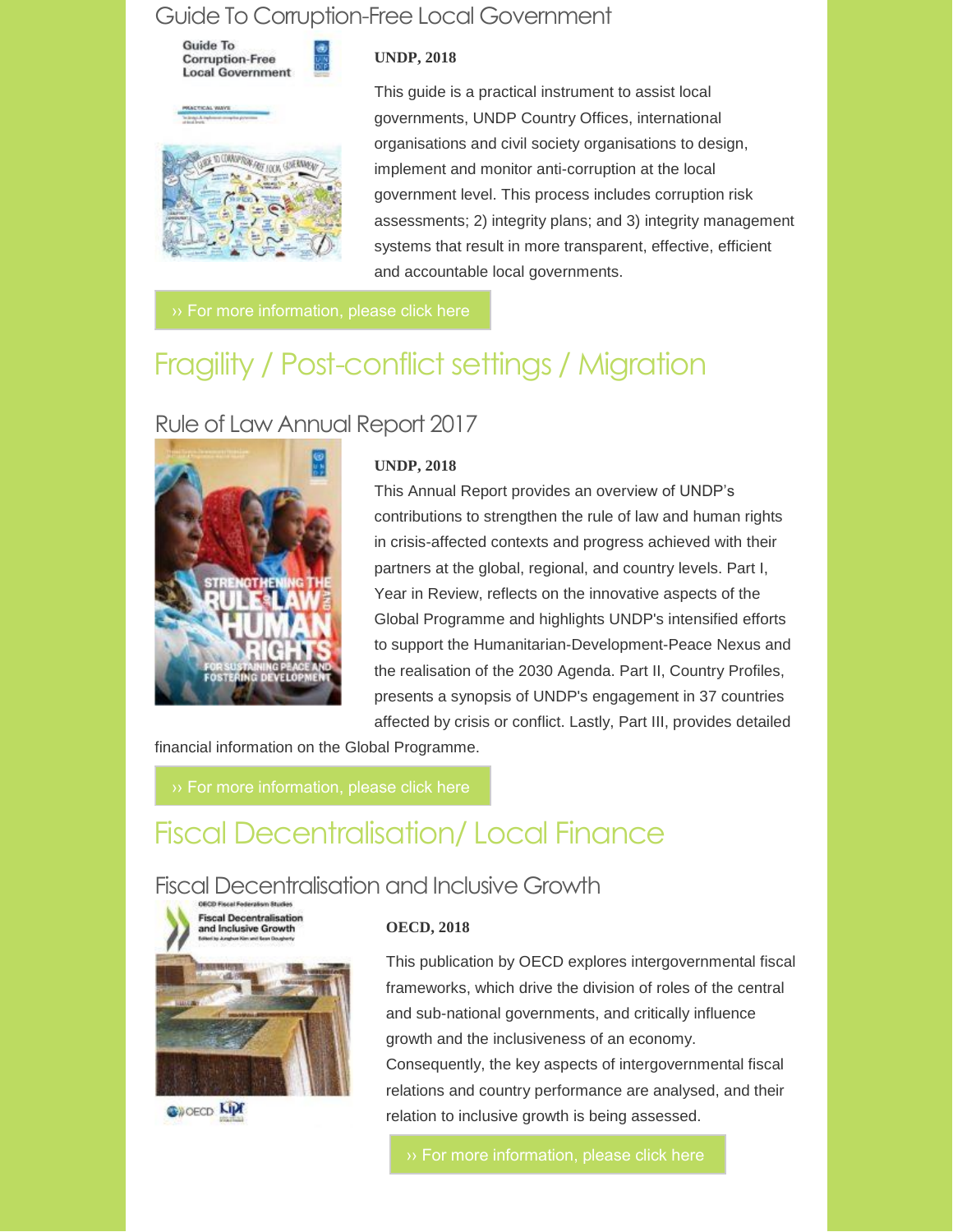### Guide To Corruption-Free Local Government

**UNDP, 2018**

This guide is a practical instrument to assist local governments, UNDP Country Offices, international organisations and civil society organisations to design, implement and monitor anti-corruption at the local government level. This process includes corruption risk assessments; 2) integrity plans; and 3) integrity management systems that result in more transparent, effective, efficient and accountable local governments.

›› For more information, please click here

## Fragility / Post-conflict settings / Migration

### Rule of Law Annual Report 2017

**UNDP, 2018**

This Annual Report provides an overview of UNDP's contributions to strengthen the rule of law and human rights in crisis-affected contexts and progress achieved with their partners at the global, regional, and country levels. Part I, Year in Review, reflects on the innovative aspects of the Global Programme and highlights UNDP's intensified efforts to support the Humanitarian-Development-Peace Nexus and the realisation of the 2030 Agenda. Part II, Country Profiles, presents a synopsis of UNDP's engagement in 37 countries affected by crisis or conflict. Lastly, Part III, provides detailed financial information on the Global Programme.

›› For more information, please click here

## Fiscal Decentralisation/ Local Finance

### Fiscal Decentralisation and Inclusive Growth

**OECD, 2018**

This publication by OECD explores intergovernmental fiscal frameworks, which drive the division of roles of the central and sub-national governments, and critically influence growth and the inclusiveness of an economy. Consequently, the key aspects of intergovernmental fiscal relations and country performance are analysed, and their relation to inclusive growth is being assessed.

›› For more information, please click here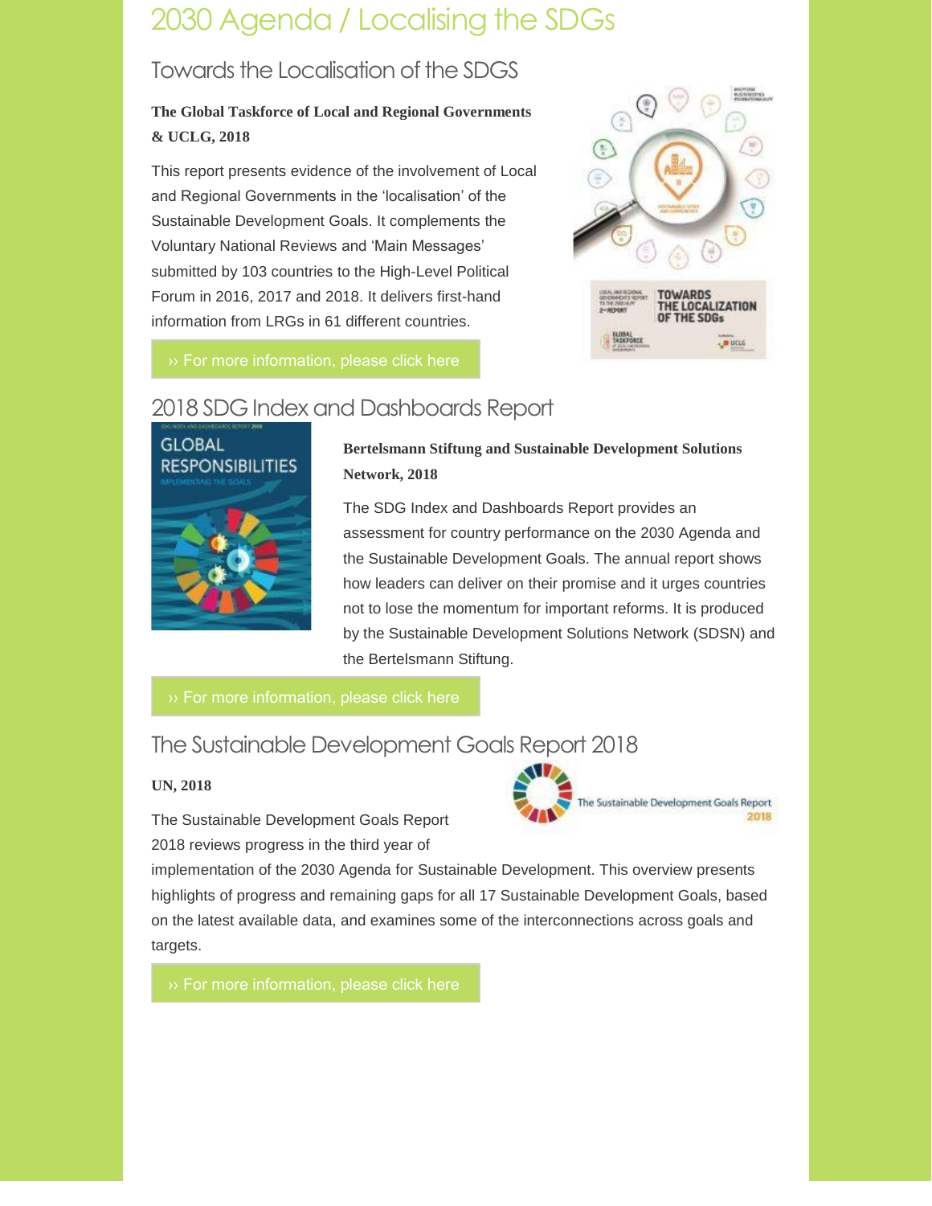# 2030 Agenda / Localising the SDGs

## Towards the Localisation of the SDGS

**The Global Taskforce of Local and Regional Governments & UCLG, 2018**

This report presents evidence of the involvement of Local and Regional Governments in the 'localisation' of the Sustainable Development Goals. It complements the Voluntary National Reviews and 'Main Messages' submitted by 103 countries to the High-Level Political Forum in 2016, 2017 and 2018. It delivers first-hand information from LRGs in 61 different countries.

›› For more information, please click here

## 2018 SDG Index and Dashboards Report

**Bertelsmann Stiftung and Sustainable Development Solutions Network, 2018**

The SDG Index and Dashboards Report provides an assessment for country performance on the 2030 Agenda and the Sustainable Development Goals. The annual report shows how leaders can deliver on their promise and it urges countries not to lose the momentum for important reforms. It is produced by the Sustainable Development Solutions Network (SDSN) and the Bertelsmann Stiftung.

›› For more information, please click here

## The Sustainable Development Goals Report 2018

**UN, 2018**

The Sustainable Development Goals Report 2018 reviews progress in the third year of implementation of the 2030 Agenda for Sustainable Development. This overview presents highlights of progress and remaining gaps for all 17 Sustainable Development Goals, based on the latest available data, and examines some of the interconnections across goals and targets.

›› For more information, please click here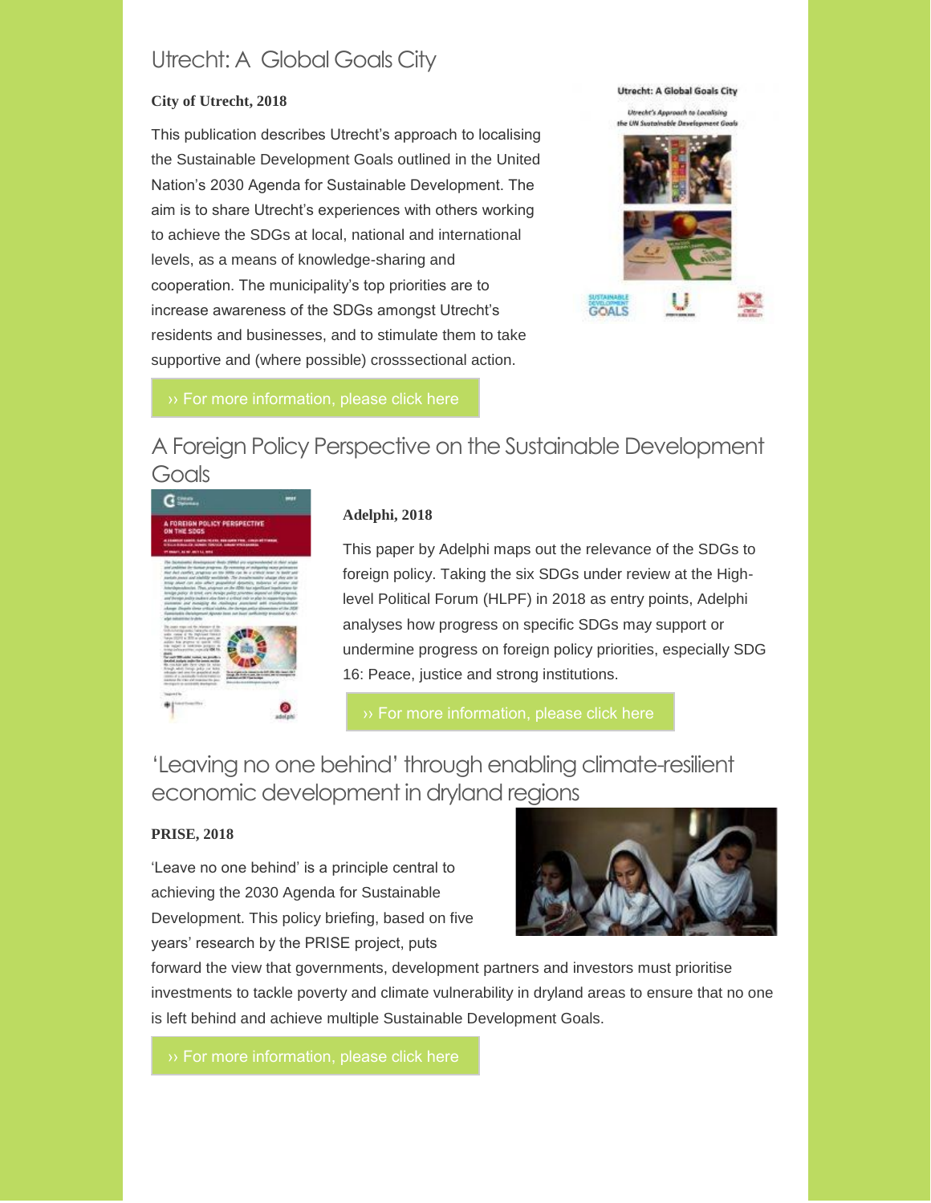## Utrecht: A Global Goals City

**City of Utrecht, 2018**

This publication describes Utrecht's approach to localising the Sustainable Development Goals outlined in the United Nation's 2030 Agenda for Sustainable Development. The aim is to share Utrecht's experiences with others working to achieve the SDGs at local, national and international levels, as a means of knowledge-sharing and cooperation. The municipality's top priorities are to increase awareness of the SDGs amongst Utrecht's residents and businesses, and to stimulate them to take supportive and (where possible) crosssectional action.

›› For more information, please click here

## A Foreign Policy Perspective on the Sustainable Development Goals

**Adelphi, 2018**

This paper by Adelphi maps out the relevance of the SDGs to foreign policy. Taking the six SDGs under review at the High-level Political Forum (HLPF) in 2018 as entry points, Adelphi analyses how progress on specific SDGs may support or undermine progress on foreign policy priorities, especially SDG 16: Peace, justice and strong institutions.

›› For more information, please click here

## 'Leaving no one behind' through enabling climate-resilient economic development in dryland regions

**PRISE, 2018**

'Leave no one behind' is a principle central to achieving the 2030 Agenda for Sustainable Development. This policy briefing, based on five years' research by the PRISE project, puts forward the view that governments, development partners and investors must prioritise investments to tackle poverty and climate vulnerability in dryland areas to ensure that no one is left behind and achieve multiple Sustainable Development Goals.

›› For more information, please click here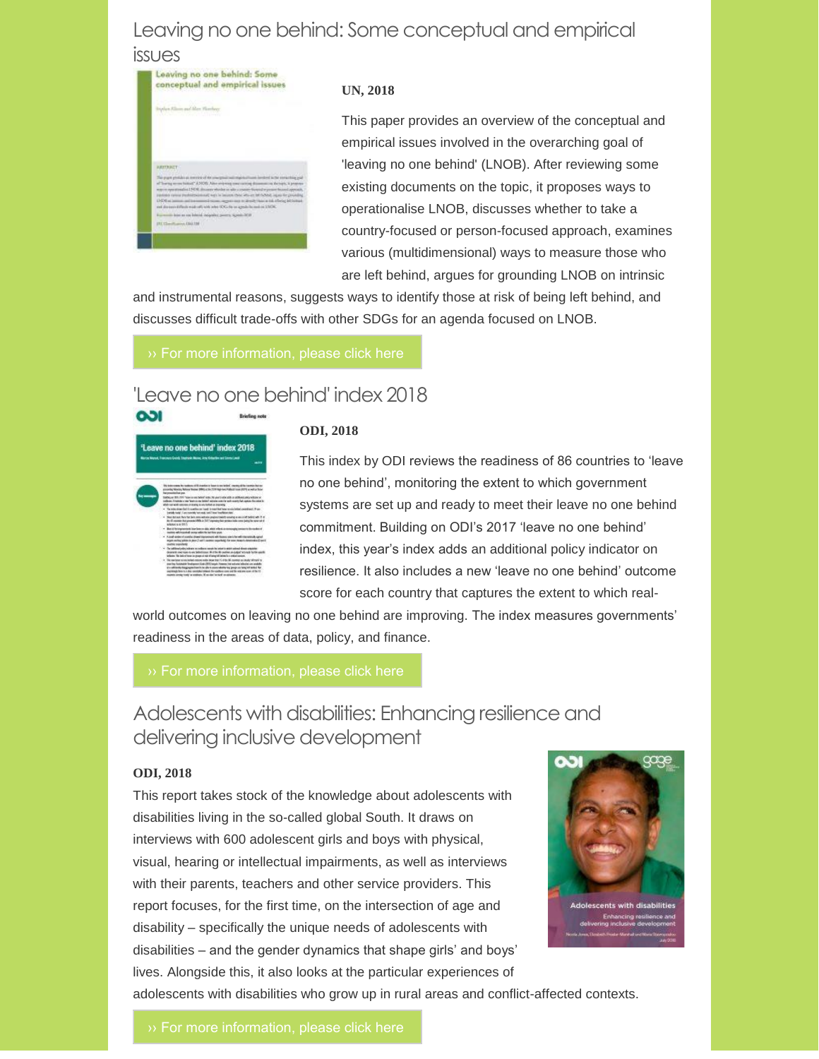## Leaving no one behind: Some conceptual and empirical issues

**UN, 2018**

This paper provides an overview of the conceptual and empirical issues involved in the overarching goal of 'leaving no one behind' (LNOB). After reviewing some existing documents on the topic, it proposes ways to operationalise LNOB, discusses whether to take a country-focused or person-focused approach, examines various (multidimensional) ways to measure those who are left behind, argues for grounding LNOB on intrinsic and instrumental reasons, suggests ways to identify those at risk of being left behind, and discusses difficult trade-offs with other SDGs for an agenda focused on LNOB.

›› For more information, please click here

## 'Leave no one behind' index 2018

**ODI, 2018**

This index by ODI reviews the readiness of 86 countries to 'leave no one behind', monitoring the extent to which government systems are set up and ready to meet their leave no one behind commitment. Building on ODI's 2017 'leave no one behind' index, this year's index adds an additional policy indicator on resilience. It also includes a new 'leave no one behind' outcome score for each country that captures the extent to which real-world outcomes on leaving no one behind are improving. The index measures governments' readiness in the areas of data, policy, and finance.

›› For more information, please click here

## Adolescents with disabilities: Enhancing resilience and delivering inclusive development

**ODI, 2018**

This report takes stock of the knowledge about adolescents with disabilities living in the so-called global South. It draws on interviews with 600 adolescent girls and boys with physical, visual, hearing or intellectual impairments, as well as interviews with their parents, teachers and other service providers. This report focuses, for the first time, on the intersection of age and disability – specifically the unique needs of adolescents with disabilities – and the gender dynamics that shape girls' and boys' lives. Alongside this, it also looks at the particular experiences of adolescents with disabilities who grow up in rural areas and conflict-affected contexts.

›› For more information, please click here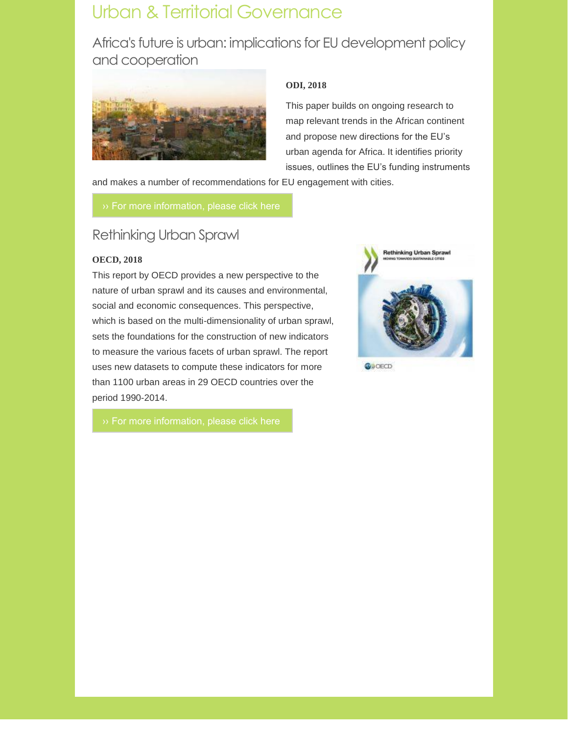# Urban & Territorial Governance

## Africa's future is urban: implications for EU development policy and cooperation

**ODI, 2018**

This paper builds on ongoing research to map relevant trends in the African continent and propose new directions for the EU's urban agenda for Africa. It identifies priority issues, outlines the EU's funding instruments and makes a number of recommendations for EU engagement with cities.

›› For more information, please click here

## Rethinking Urban Sprawl

**OECD, 2018**

This report by OECD provides a new perspective to the nature of urban sprawl and its causes and environmental, social and economic consequences. This perspective, which is based on the multi-dimensionality of urban sprawl, sets the foundations for the construction of new indicators to measure the various facets of urban sprawl. The report uses new datasets to compute these indicators for more than 1100 urban areas in 29 OECD countries over the period 1990-2014.

›› For more information, please click here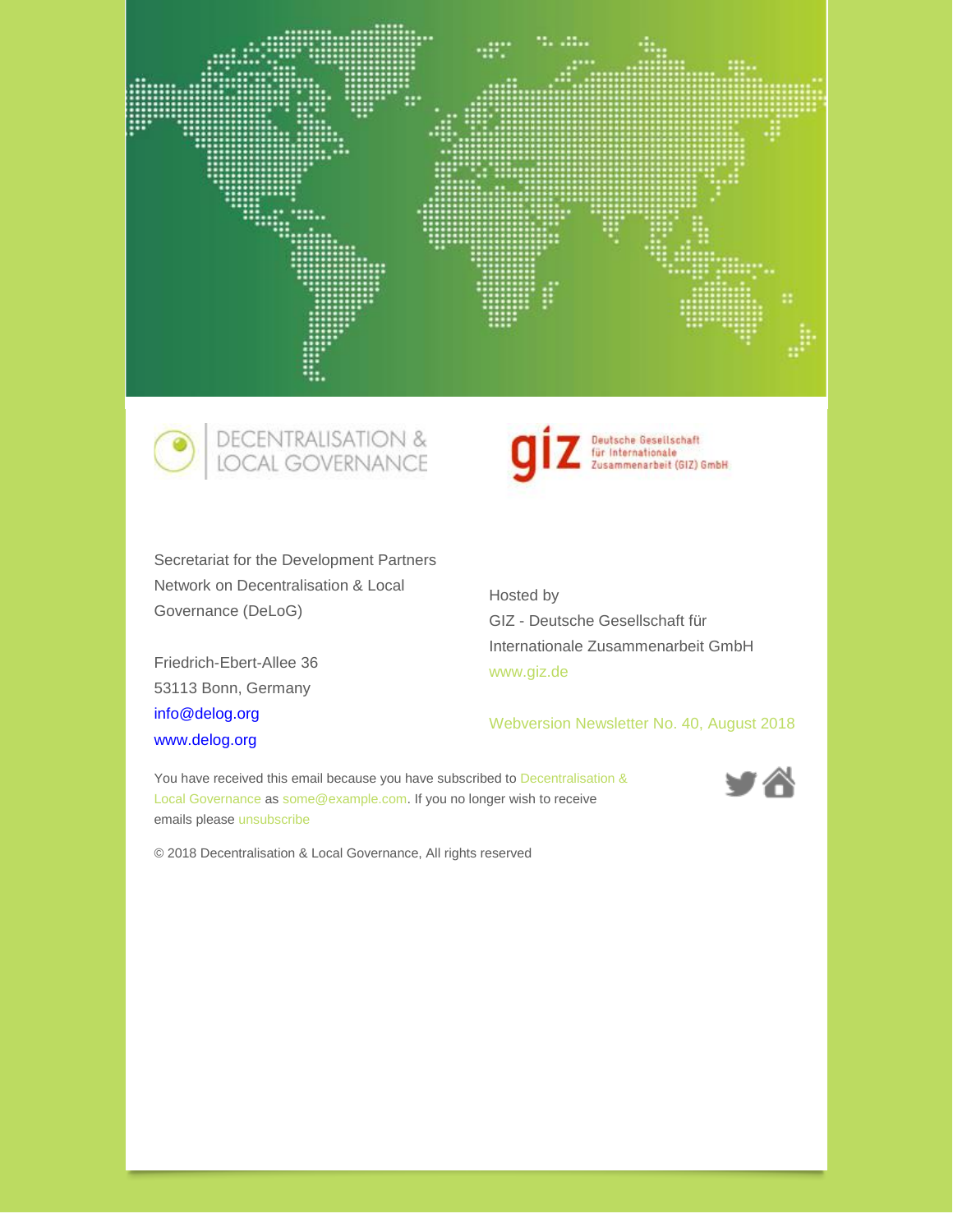DECENTRALISATION & LOCAL GOVERNANCE

giz Deutsche Gesellschaft für Internationale Zusammenarbeit (GIZ) GmbH

Secretariat for the Development Partners Network on Decentralisation & Local Governance (DeLoG)

Friedrich-Ebert-Allee 36
53113 Bonn, Germany
info@delog.org
www.delog.org

Hosted by
GIZ - Deutsche Gesellschaft für Internationale Zusammenarbeit GmbH
www.giz.de

Webversion Newsletter No. 40, August 2018

You have received this email because you have subscribed to Decentralisation & Local Governance as some@example.com. If you no longer wish to receive emails please unsubscribe

© 2018 Decentralisation & Local Governance, All rights reserved